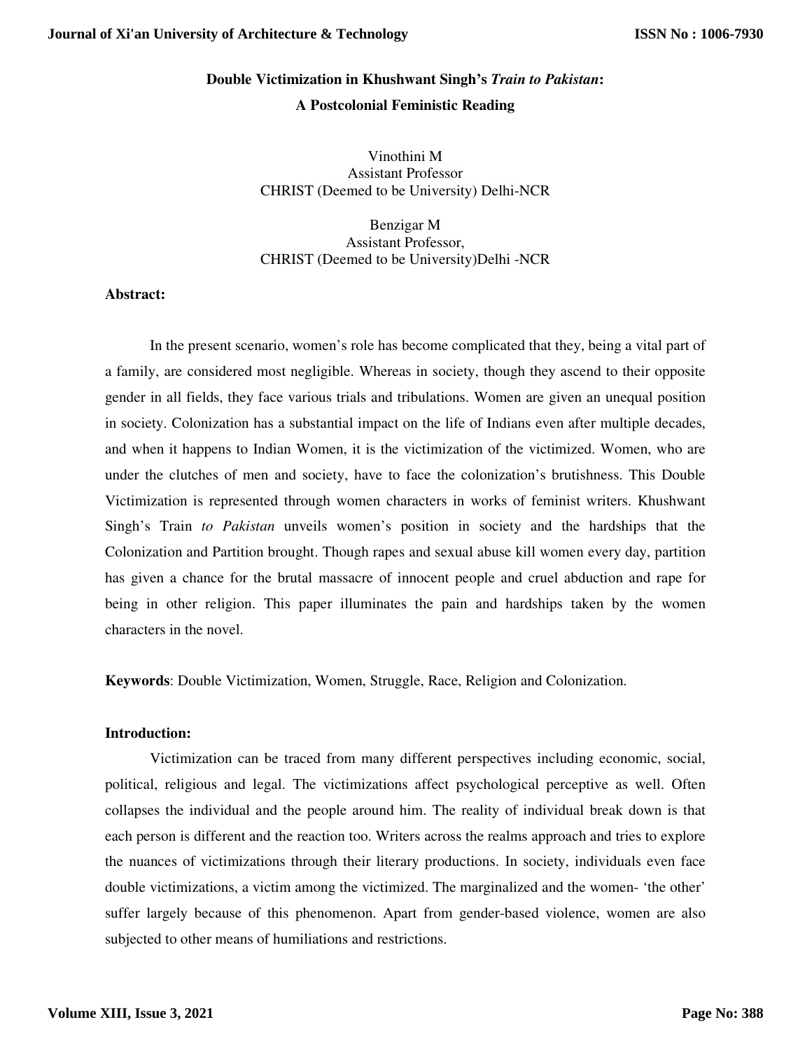# Double Victimization in Khushwant Singh's *Train to Pakistan*: A Postcolonial Feministic Reading

Vinothini M
Assistant Professor
CHRIST (Deemed to be University) Delhi-NCR

Benzigar M
Assistant Professor,
CHRIST (Deemed to be University)Delhi -NCR

**Abstract:**

In the present scenario, women's role has become complicated that they, being a vital part of a family, are considered most negligible. Whereas in society, though they ascend to their opposite gender in all fields, they face various trials and tribulations. Women are given an unequal position in society. Colonization has a substantial impact on the life of Indians even after multiple decades, and when it happens to Indian Women, it is the victimization of the victimized. Women, who are under the clutches of men and society, have to face the colonization's brutishness. This Double Victimization is represented through women characters in works of feminist writers. Khushwant Singh's Train *to Pakistan* unveils women's position in society and the hardships that the Colonization and Partition brought. Though rapes and sexual abuse kill women every day, partition has given a chance for the brutal massacre of innocent people and cruel abduction and rape for being in other religion. This paper illuminates the pain and hardships taken by the women characters in the novel.

**Keywords**: Double Victimization, Women, Struggle, Race, Religion and Colonization.

**Introduction:**

Victimization can be traced from many different perspectives including economic, social, political, religious and legal. The victimizations affect psychological perceptive as well. Often collapses the individual and the people around him. The reality of individual break down is that each person is different and the reaction too. Writers across the realms approach and tries to explore the nuances of victimizations through their literary productions. In society, individuals even face double victimizations, a victim among the victimized. The marginalized and the women- 'the other' suffer largely because of this phenomenon. Apart from gender-based violence, women are also subjected to other means of humiliations and restrictions.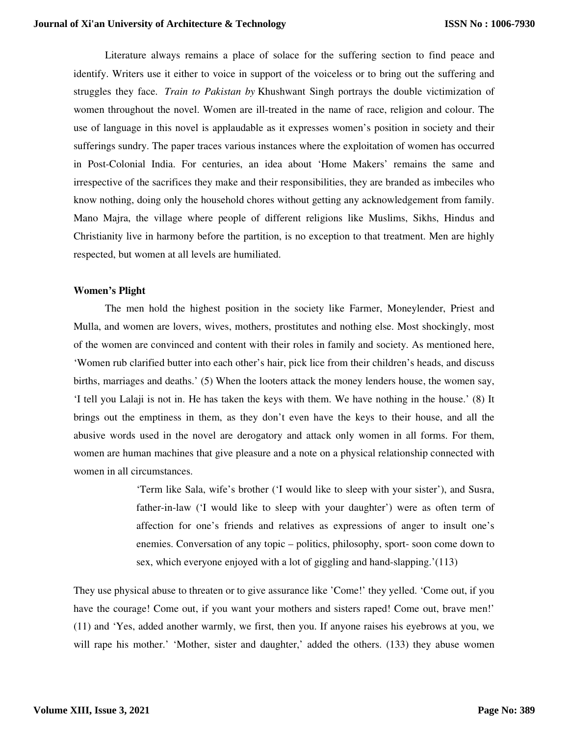Literature always remains a place of solace for the suffering section to find peace and identify. Writers use it either to voice in support of the voiceless or to bring out the suffering and struggles they face. *Train to Pakistan by* Khushwant Singh portrays the double victimization of women throughout the novel. Women are ill-treated in the name of race, religion and colour. The use of language in this novel is applaudable as it expresses women's position in society and their sufferings sundry. The paper traces various instances where the exploitation of women has occurred in Post-Colonial India. For centuries, an idea about 'Home Makers' remains the same and irrespective of the sacrifices they make and their responsibilities, they are branded as imbeciles who know nothing, doing only the household chores without getting any acknowledgement from family. Mano Majra, the village where people of different religions like Muslims, Sikhs, Hindus and Christianity live in harmony before the partition, is no exception to that treatment. Men are highly respected, but women at all levels are humiliated.

**Women's Plight**

The men hold the highest position in the society like Farmer, Moneylender, Priest and Mulla, and women are lovers, wives, mothers, prostitutes and nothing else. Most shockingly, most of the women are convinced and content with their roles in family and society. As mentioned here, 'Women rub clarified butter into each other's hair, pick lice from their children's heads, and discuss births, marriages and deaths.' (5) When the looters attack the money lenders house, the women say, 'I tell you Lalaji is not in. He has taken the keys with them. We have nothing in the house.' (8) It brings out the emptiness in them, as they don't even have the keys to their house, and all the abusive words used in the novel are derogatory and attack only women in all forms. For them, women are human machines that give pleasure and a note on a physical relationship connected with women in all circumstances.

> 'Term like Sala, wife's brother ('I would like to sleep with your sister'), and Susra, father-in-law ('I would like to sleep with your daughter') were as often term of affection for one's friends and relatives as expressions of anger to insult one's enemies. Conversation of any topic – politics, philosophy, sport- soon come down to sex, which everyone enjoyed with a lot of giggling and hand-slapping.'(113)

They use physical abuse to threaten or to give assurance like 'Come!' they yelled. 'Come out, if you have the courage! Come out, if you want your mothers and sisters raped! Come out, brave men!' (11) and 'Yes, added another warmly, we first, then you. If anyone raises his eyebrows at you, we will rape his mother.' 'Mother, sister and daughter,' added the others. (133) they abuse women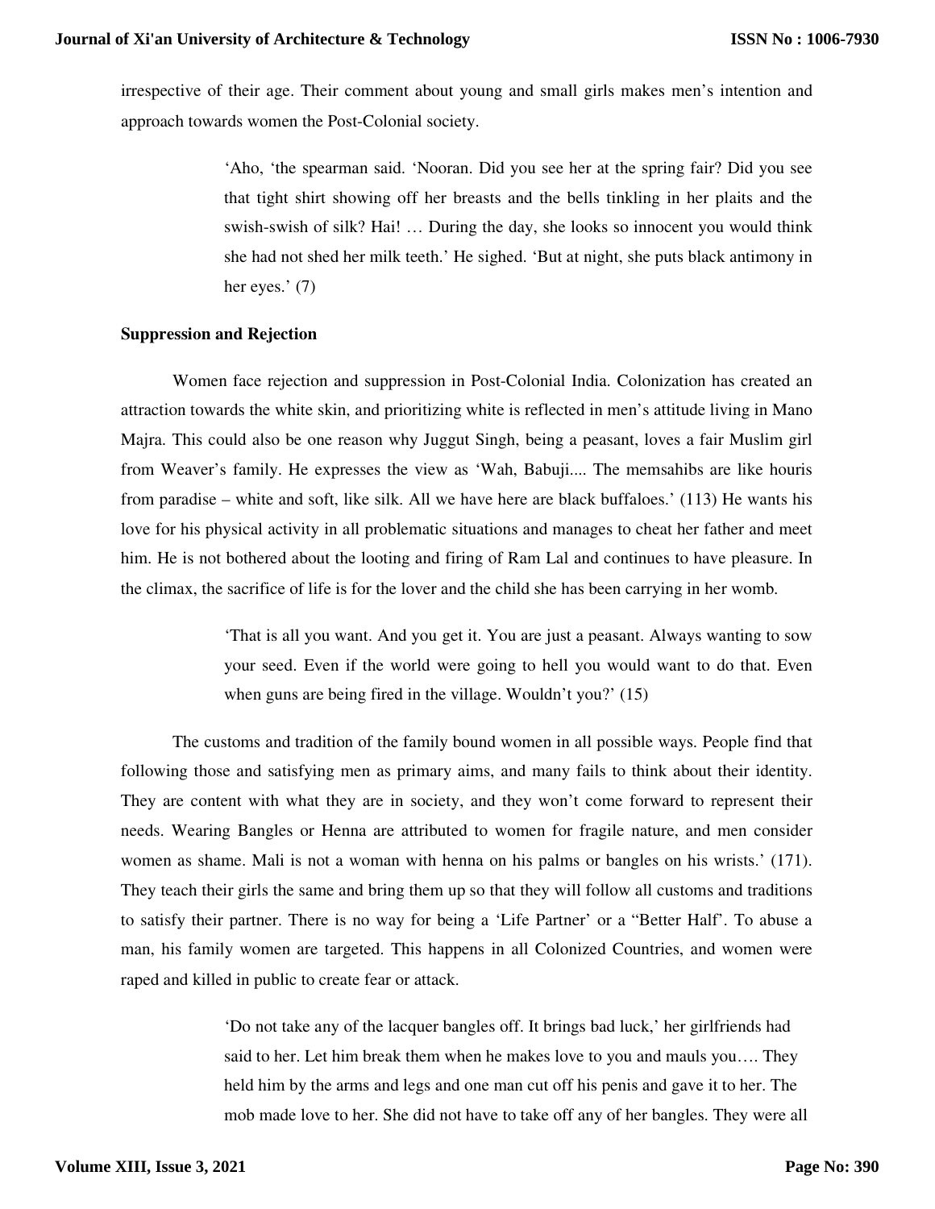irrespective of their age. Their comment about young and small girls makes men's intention and approach towards women the Post-Colonial society.

> 'Aho, 'the spearman said. 'Nooran. Did you see her at the spring fair? Did you see that tight shirt showing off her breasts and the bells tinkling in her plaits and the swish-swish of silk? Hai! … During the day, she looks so innocent you would think she had not shed her milk teeth.' He sighed. 'But at night, she puts black antimony in her eyes.' (7)

**Suppression and Rejection**

Women face rejection and suppression in Post-Colonial India. Colonization has created an attraction towards the white skin, and prioritizing white is reflected in men's attitude living in Mano Majra. This could also be one reason why Juggut Singh, being a peasant, loves a fair Muslim girl from Weaver's family. He expresses the view as 'Wah, Babuji.... The memsahibs are like houris from paradise – white and soft, like silk. All we have here are black buffaloes.' (113) He wants his love for his physical activity in all problematic situations and manages to cheat her father and meet him. He is not bothered about the looting and firing of Ram Lal and continues to have pleasure. In the climax, the sacrifice of life is for the lover and the child she has been carrying in her womb.

> 'That is all you want. And you get it. You are just a peasant. Always wanting to sow your seed. Even if the world were going to hell you would want to do that. Even when guns are being fired in the village. Wouldn't you?' (15)

The customs and tradition of the family bound women in all possible ways. People find that following those and satisfying men as primary aims, and many fails to think about their identity. They are content with what they are in society, and they won't come forward to represent their needs. Wearing Bangles or Henna are attributed to women for fragile nature, and men consider women as shame. Mali is not a woman with henna on his palms or bangles on his wrists.' (171). They teach their girls the same and bring them up so that they will follow all customs and traditions to satisfy their partner. There is no way for being a 'Life Partner' or a "Better Half'. To abuse a man, his family women are targeted. This happens in all Colonized Countries, and women were raped and killed in public to create fear or attack.

> 'Do not take any of the lacquer bangles off. It brings bad luck,' her girlfriends had said to her. Let him break them when he makes love to you and mauls you…. They held him by the arms and legs and one man cut off his penis and gave it to her. The mob made love to her. She did not have to take off any of her bangles. They were all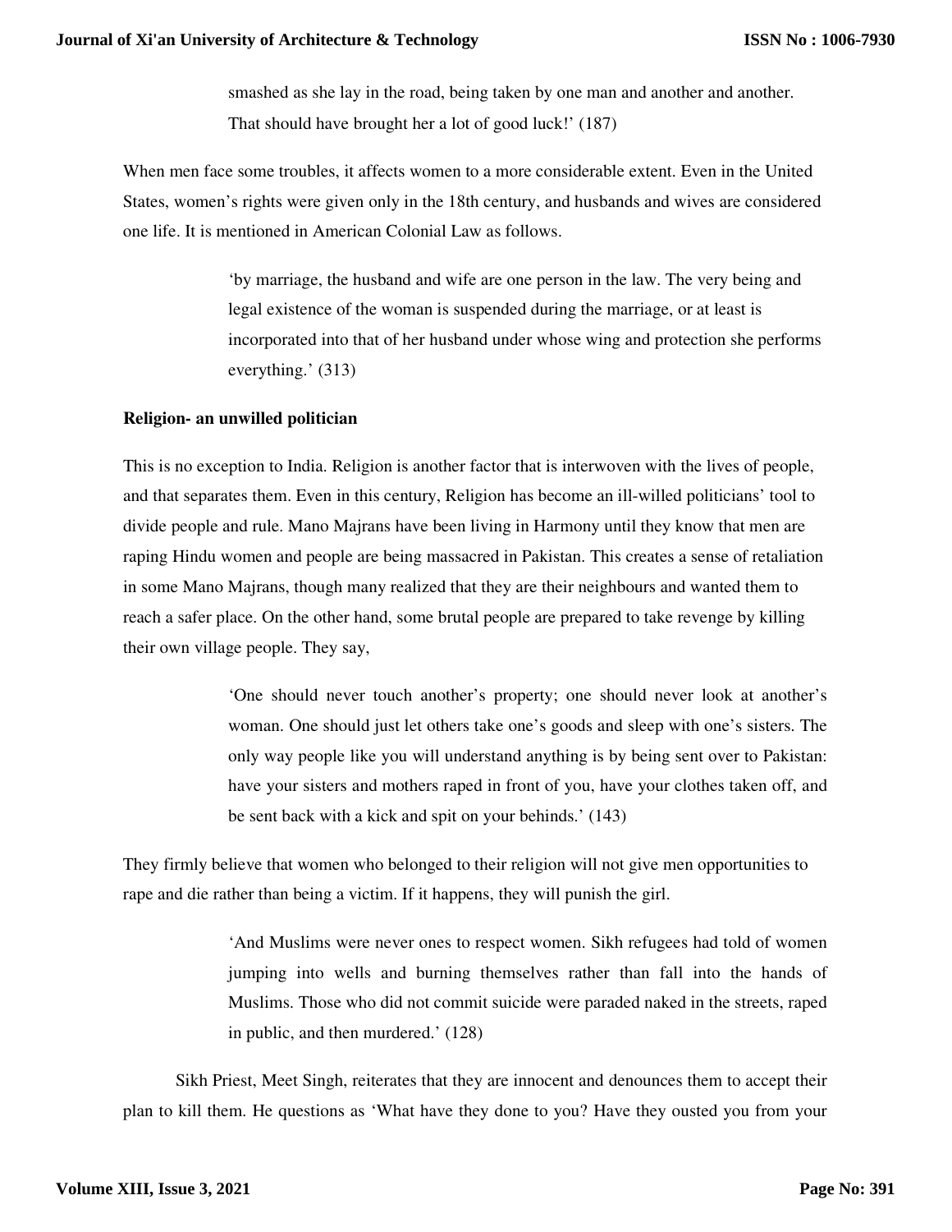> smashed as she lay in the road, being taken by one man and another and another. That should have brought her a lot of good luck!' (187)

When men face some troubles, it affects women to a more considerable extent. Even in the United States, women's rights were given only in the 18th century, and husbands and wives are considered one life. It is mentioned in American Colonial Law as follows.

> 'by marriage, the husband and wife are one person in the law. The very being and legal existence of the woman is suspended during the marriage, or at least is incorporated into that of her husband under whose wing and protection she performs everything.' (313)

**Religion- an unwilled politician**

This is no exception to India. Religion is another factor that is interwoven with the lives of people, and that separates them. Even in this century, Religion has become an ill-willed politicians' tool to divide people and rule. Mano Majrans have been living in Harmony until they know that men are raping Hindu women and people are being massacred in Pakistan. This creates a sense of retaliation in some Mano Majrans, though many realized that they are their neighbours and wanted them to reach a safer place. On the other hand, some brutal people are prepared to take revenge by killing their own village people. They say,

> 'One should never touch another's property; one should never look at another's woman. One should just let others take one's goods and sleep with one's sisters. The only way people like you will understand anything is by being sent over to Pakistan: have your sisters and mothers raped in front of you, have your clothes taken off, and be sent back with a kick and spit on your behinds.' (143)

They firmly believe that women who belonged to their religion will not give men opportunities to rape and die rather than being a victim. If it happens, they will punish the girl.

> 'And Muslims were never ones to respect women. Sikh refugees had told of women jumping into wells and burning themselves rather than fall into the hands of Muslims. Those who did not commit suicide were paraded naked in the streets, raped in public, and then murdered.' (128)

Sikh Priest, Meet Singh, reiterates that they are innocent and denounces them to accept their plan to kill them. He questions as 'What have they done to you? Have they ousted you from your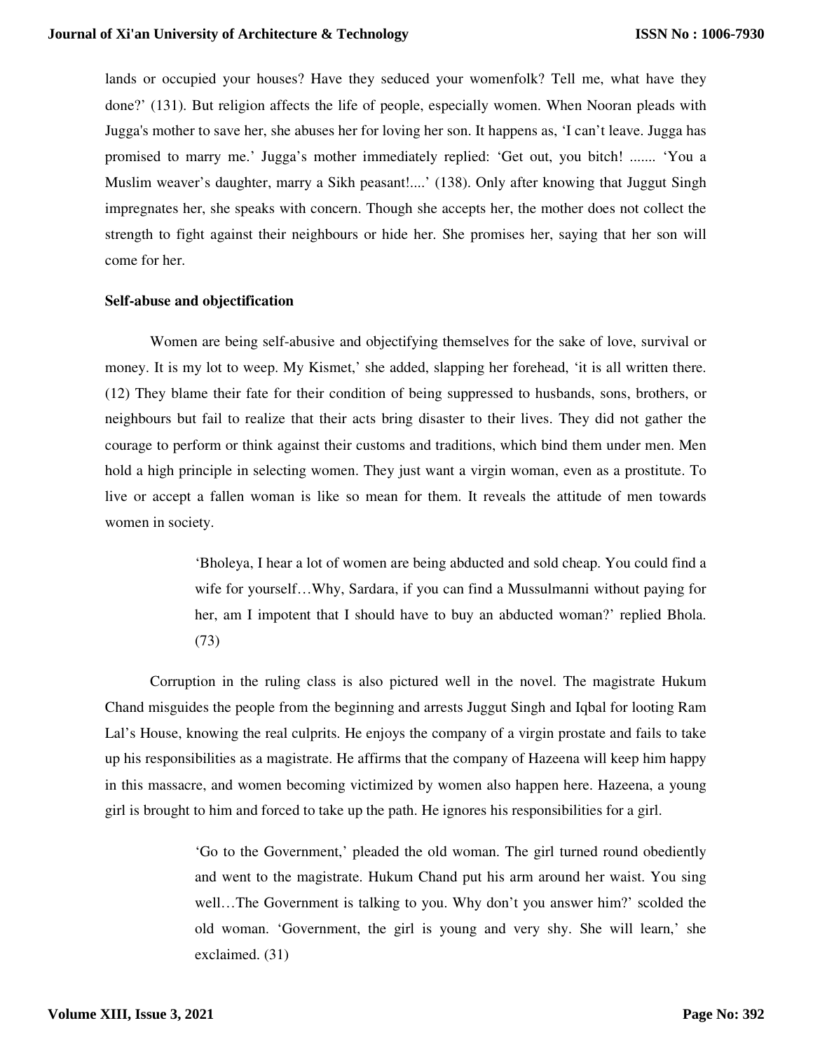lands or occupied your houses? Have they seduced your womenfolk? Tell me, what have they done?' (131). But religion affects the life of people, especially women. When Nooran pleads with Jugga's mother to save her, she abuses her for loving her son. It happens as, 'I can't leave. Jugga has promised to marry me.' Jugga's mother immediately replied: 'Get out, you bitch! ....... 'You a Muslim weaver's daughter, marry a Sikh peasant!....' (138). Only after knowing that Juggut Singh impregnates her, she speaks with concern. Though she accepts her, the mother does not collect the strength to fight against their neighbours or hide her. She promises her, saying that her son will come for her.

### Self-abuse and objectification

Women are being self-abusive and objectifying themselves for the sake of love, survival or money. It is my lot to weep. My Kismet,' she added, slapping her forehead, 'it is all written there. (12) They blame their fate for their condition of being suppressed to husbands, sons, brothers, or neighbours but fail to realize that their acts bring disaster to their lives. They did not gather the courage to perform or think against their customs and traditions, which bind them under men. Men hold a high principle in selecting women. They just want a virgin woman, even as a prostitute. To live or accept a fallen woman is like so mean for them. It reveals the attitude of men towards women in society.

> 'Bholeya, I hear a lot of women are being abducted and sold cheap. You could find a wife for yourself…Why, Sardara, if you can find a Mussulmanni without paying for her, am I impotent that I should have to buy an abducted woman?' replied Bhola. (73)

Corruption in the ruling class is also pictured well in the novel. The magistrate Hukum Chand misguides the people from the beginning and arrests Juggut Singh and Iqbal for looting Ram Lal's House, knowing the real culprits. He enjoys the company of a virgin prostate and fails to take up his responsibilities as a magistrate. He affirms that the company of Hazeena will keep him happy in this massacre, and women becoming victimized by women also happen here. Hazeena, a young girl is brought to him and forced to take up the path. He ignores his responsibilities for a girl.

> 'Go to the Government,' pleaded the old woman. The girl turned round obediently and went to the magistrate. Hukum Chand put his arm around her waist. You sing well…The Government is talking to you. Why don't you answer him?' scolded the old woman. 'Government, the girl is young and very shy. She will learn,' she exclaimed. (31)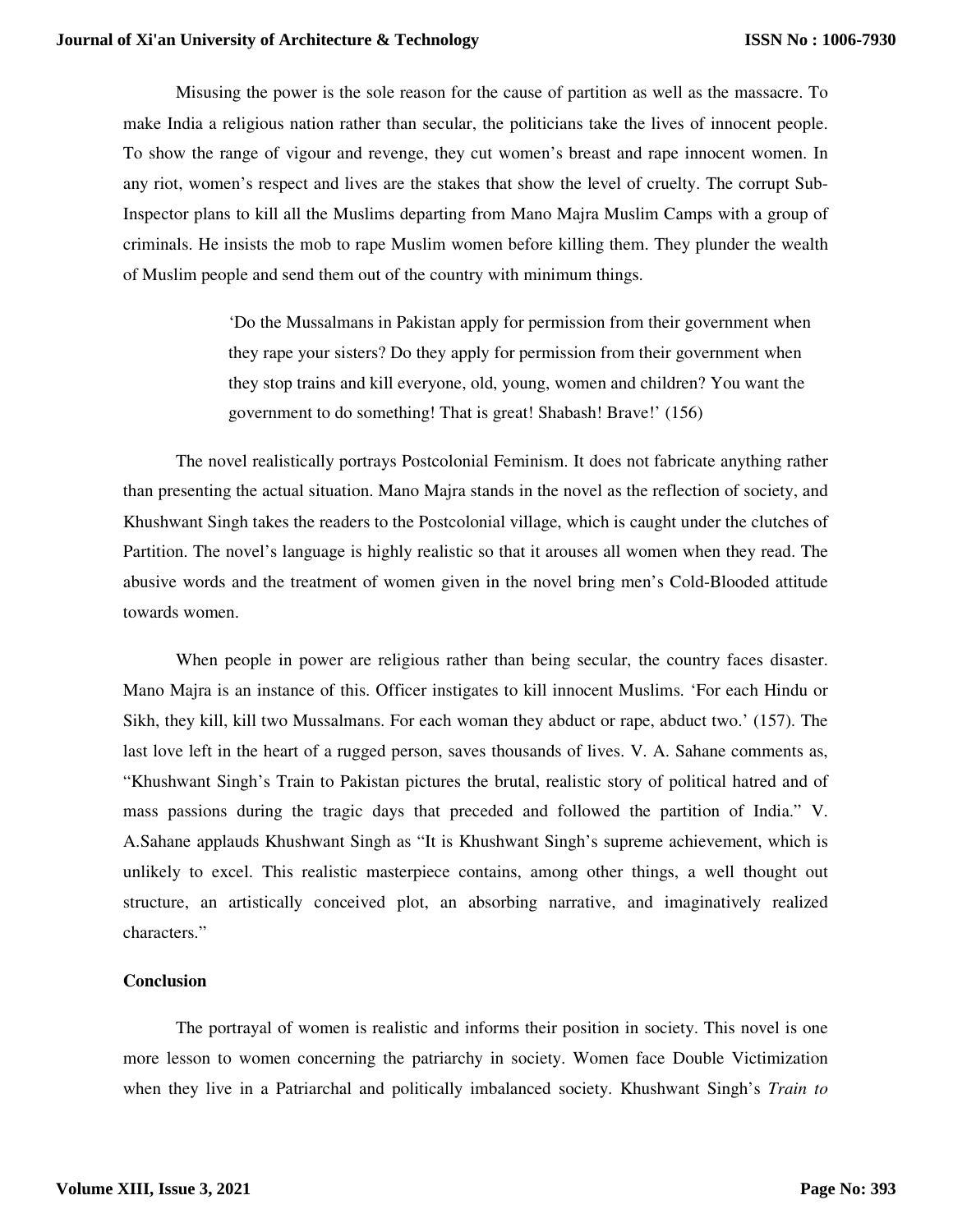Misusing the power is the sole reason for the cause of partition as well as the massacre. To make India a religious nation rather than secular, the politicians take the lives of innocent people. To show the range of vigour and revenge, they cut women's breast and rape innocent women. In any riot, women's respect and lives are the stakes that show the level of cruelty. The corrupt Sub-Inspector plans to kill all the Muslims departing from Mano Majra Muslim Camps with a group of criminals. He insists the mob to rape Muslim women before killing them. They plunder the wealth of Muslim people and send them out of the country with minimum things.

> 'Do the Mussalmans in Pakistan apply for permission from their government when they rape your sisters? Do they apply for permission from their government when they stop trains and kill everyone, old, young, women and children? You want the government to do something! That is great! Shabash! Brave!' (156)

The novel realistically portrays Postcolonial Feminism. It does not fabricate anything rather than presenting the actual situation. Mano Majra stands in the novel as the reflection of society, and Khushwant Singh takes the readers to the Postcolonial village, which is caught under the clutches of Partition. The novel's language is highly realistic so that it arouses all women when they read. The abusive words and the treatment of women given in the novel bring men's Cold-Blooded attitude towards women.

When people in power are religious rather than being secular, the country faces disaster. Mano Majra is an instance of this. Officer instigates to kill innocent Muslims. 'For each Hindu or Sikh, they kill, kill two Mussalmans. For each woman they abduct or rape, abduct two.' (157). The last love left in the heart of a rugged person, saves thousands of lives. V. A. Sahane comments as, "Khushwant Singh's Train to Pakistan pictures the brutal, realistic story of political hatred and of mass passions during the tragic days that preceded and followed the partition of India." V. A.Sahane applauds Khushwant Singh as "It is Khushwant Singh's supreme achievement, which is unlikely to excel. This realistic masterpiece contains, among other things, a well thought out structure, an artistically conceived plot, an absorbing narrative, and imaginatively realized characters."

### Conclusion

The portrayal of women is realistic and informs their position in society. This novel is one more lesson to women concerning the patriarchy in society. Women face Double Victimization when they live in a Patriarchal and politically imbalanced society. Khushwant Singh's *Train to*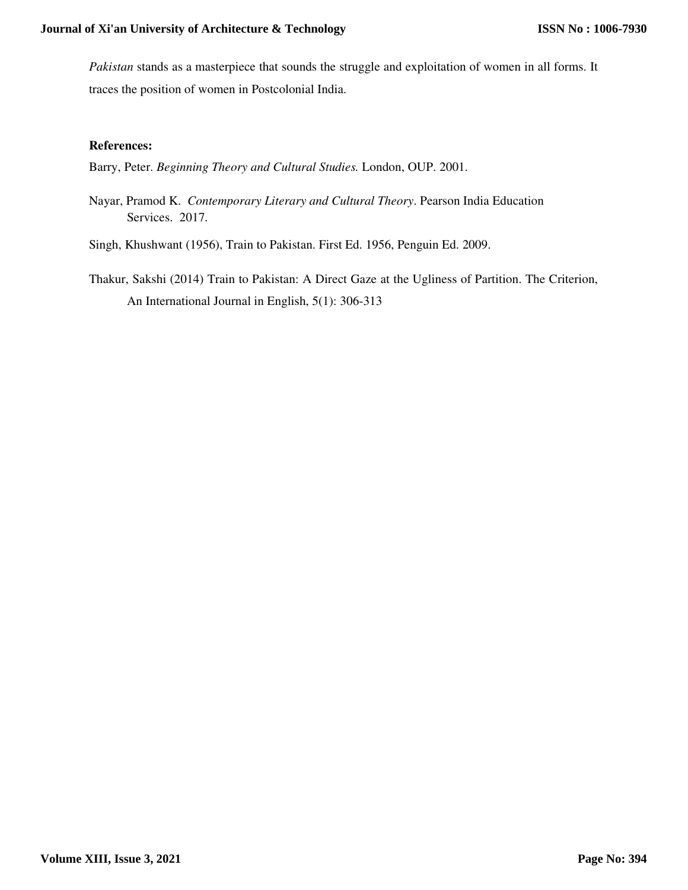*Pakistan* stands as a masterpiece that sounds the struggle and exploitation of women in all forms. It traces the position of women in Postcolonial India.

**References:**

Barry, Peter. *Beginning Theory and Cultural Studies.* London, OUP. 2001.

Nayar, Pramod K. *Contemporary Literary and Cultural Theory*. Pearson India Education Services. 2017.

Singh, Khushwant (1956), Train to Pakistan. First Ed. 1956, Penguin Ed. 2009.

Thakur, Sakshi (2014) Train to Pakistan: A Direct Gaze at the Ugliness of Partition. The Criterion, An International Journal in English, 5(1): 306-313